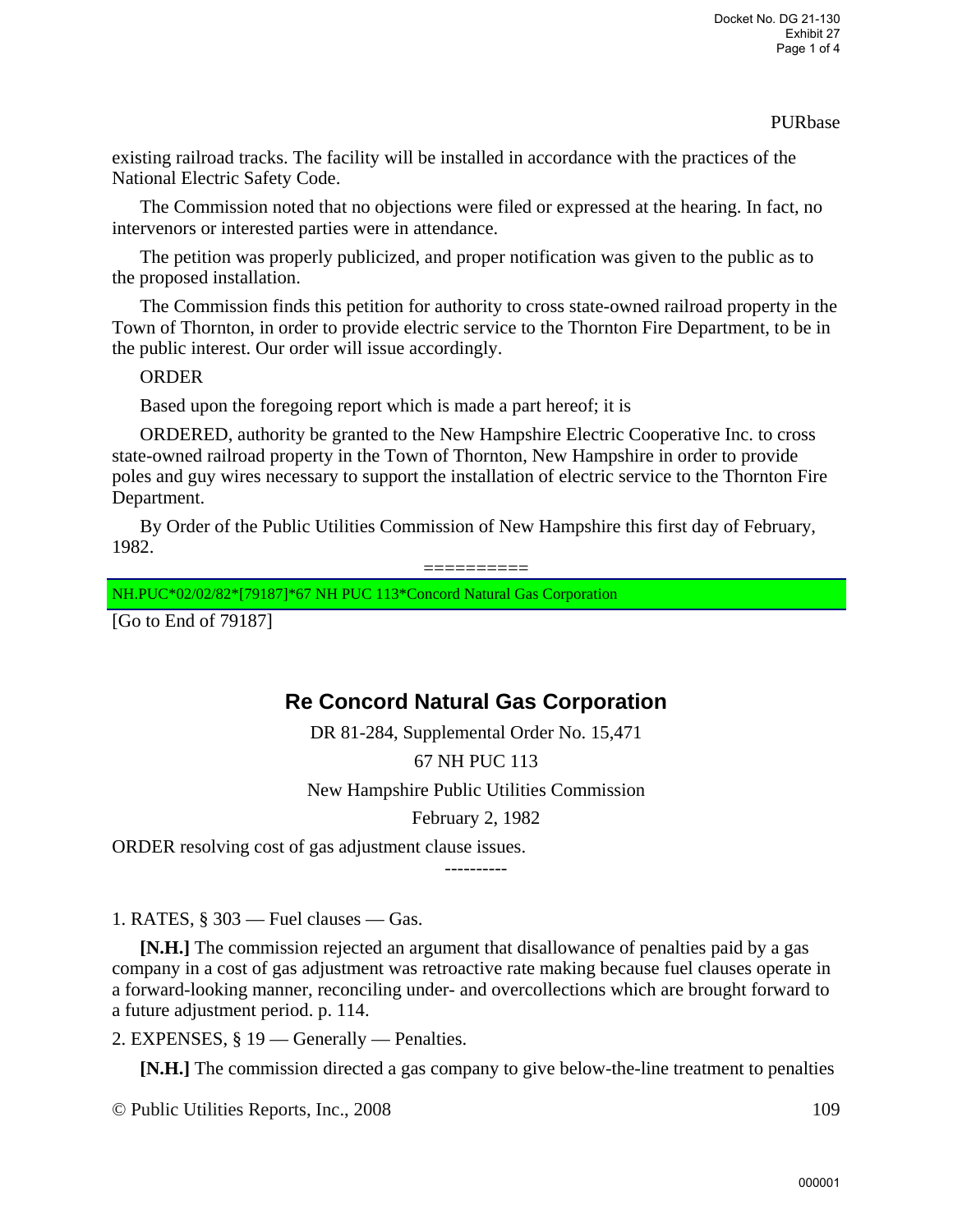existing railroad tracks. The facility will be installed in accordance with the practices of the National Electric Safety Code.

The Commission noted that no objections were filed or expressed at the hearing. In fact, no intervenors or interested parties were in attendance.

The petition was properly publicized, and proper notification was given to the public as to the proposed installation.

The Commission finds this petition for authority to cross state-owned railroad property in the Town of Thornton, in order to provide electric service to the Thornton Fire Department, to be in the public interest. Our order will issue accordingly.

ORDER

Based upon the foregoing report which is made a part hereof; it is

ORDERED, authority be granted to the New Hampshire Electric Cooperative Inc. to cross state-owned railroad property in the Town of Thornton, New Hampshire in order to provide poles and guy wires necessary to support the installation of electric service to the Thornton Fire Department.

By Order of the Public Utilities Commission of New Hampshire this first day of February, 1982.

==========

NH.PUC*02/02/82*[79187]*67 NH PUC 113*Concord Natural Gas Corporation

[Go to End of 79187]

## Re Concord Natural Gas Corporation

DR 81-284, Supplemental Order No. 15,471

67 NH PUC 113

New Hampshire Public Utilities Commission

February 2, 1982

ORDER resolving cost of gas adjustment clause issues.

----------

1. RATES, § 303 — Fuel clauses — Gas.

**[N.H.]** The commission rejected an argument that disallowance of penalties paid by a gas company in a cost of gas adjustment was retroactive rate making because fuel clauses operate in a forward-looking manner, reconciling under- and overcollections which are brought forward to a future adjustment period. p. 114.

2. EXPENSES, § 19 — Generally — Penalties.

**[N.H.]** The commission directed a gas company to give below-the-line treatment to penalties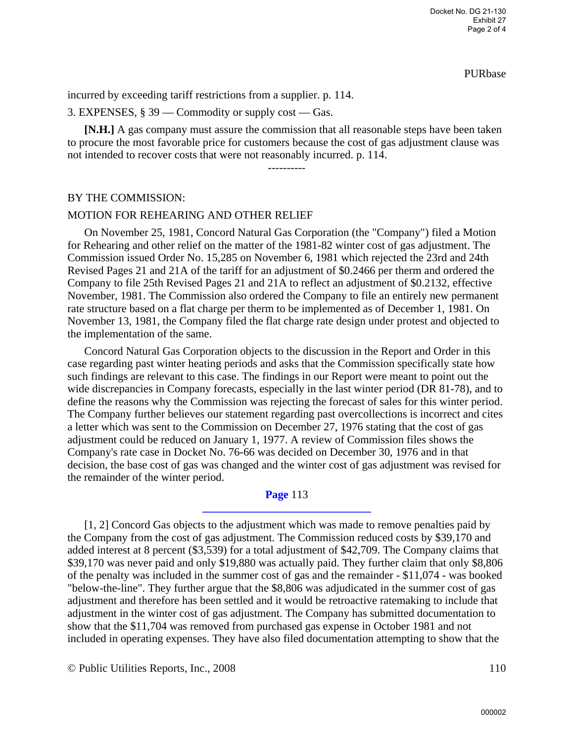incurred by exceeding tariff restrictions from a supplier. p. 114.

3. EXPENSES, § 39 — Commodity or supply cost — Gas.

**[N.H.]** A gas company must assure the commission that all reasonable steps have been taken to procure the most favorable price for customers because the cost of gas adjustment clause was not intended to recover costs that were not reasonably incurred. p. 114.

----------

BY THE COMMISSION:

MOTION FOR REHEARING AND OTHER RELIEF

On November 25, 1981, Concord Natural Gas Corporation (the "Company") filed a Motion for Rehearing and other relief on the matter of the 1981-82 winter cost of gas adjustment. The Commission issued Order No. 15,285 on November 6, 1981 which rejected the 23rd and 24th Revised Pages 21 and 21A of the tariff for an adjustment of $0.2466 per therm and ordered the Company to file 25th Revised Pages 21 and 21A to reflect an adjustment of $0.2132, effective November, 1981. The Commission also ordered the Company to file an entirely new permanent rate structure based on a flat charge per therm to be implemented as of December 1, 1981. On November 13, 1981, the Company filed the flat charge rate design under protest and objected to the implementation of the same.

Concord Natural Gas Corporation objects to the discussion in the Report and Order in this case regarding past winter heating periods and asks that the Commission specifically state how such findings are relevant to this case. The findings in our Report were meant to point out the wide discrepancies in Company forecasts, especially in the last winter period (DR 81-78), and to define the reasons why the Commission was rejecting the forecast of sales for this winter period. The Company further believes our statement regarding past overcollections is incorrect and cites a letter which was sent to the Commission on December 27, 1976 stating that the cost of gas adjustment could be reduced on January 1, 1977. A review of Commission files shows the Company's rate case in Docket No. 76-66 was decided on December 30, 1976 and in that decision, the base cost of gas was changed and the winter cost of gas adjustment was revised for the remainder of the winter period.

**Page** 113

[1, 2] Concord Gas objects to the adjustment which was made to remove penalties paid by the Company from the cost of gas adjustment. The Commission reduced costs by $39,170 and added interest at 8 percent ($3,539) for a total adjustment of $42,709. The Company claims that $39,170 was never paid and only $19,880 was actually paid. They further claim that only $8,806 of the penalty was included in the summer cost of gas and the remainder - $11,074 - was booked "below-the-line". They further argue that the $8,806 was adjudicated in the summer cost of gas adjustment and therefore has been settled and it would be retroactive ratemaking to include that adjustment in the winter cost of gas adjustment. The Company has submitted documentation to show that the $11,704 was removed from purchased gas expense in October 1981 and not included in operating expenses. They have also filed documentation attempting to show that the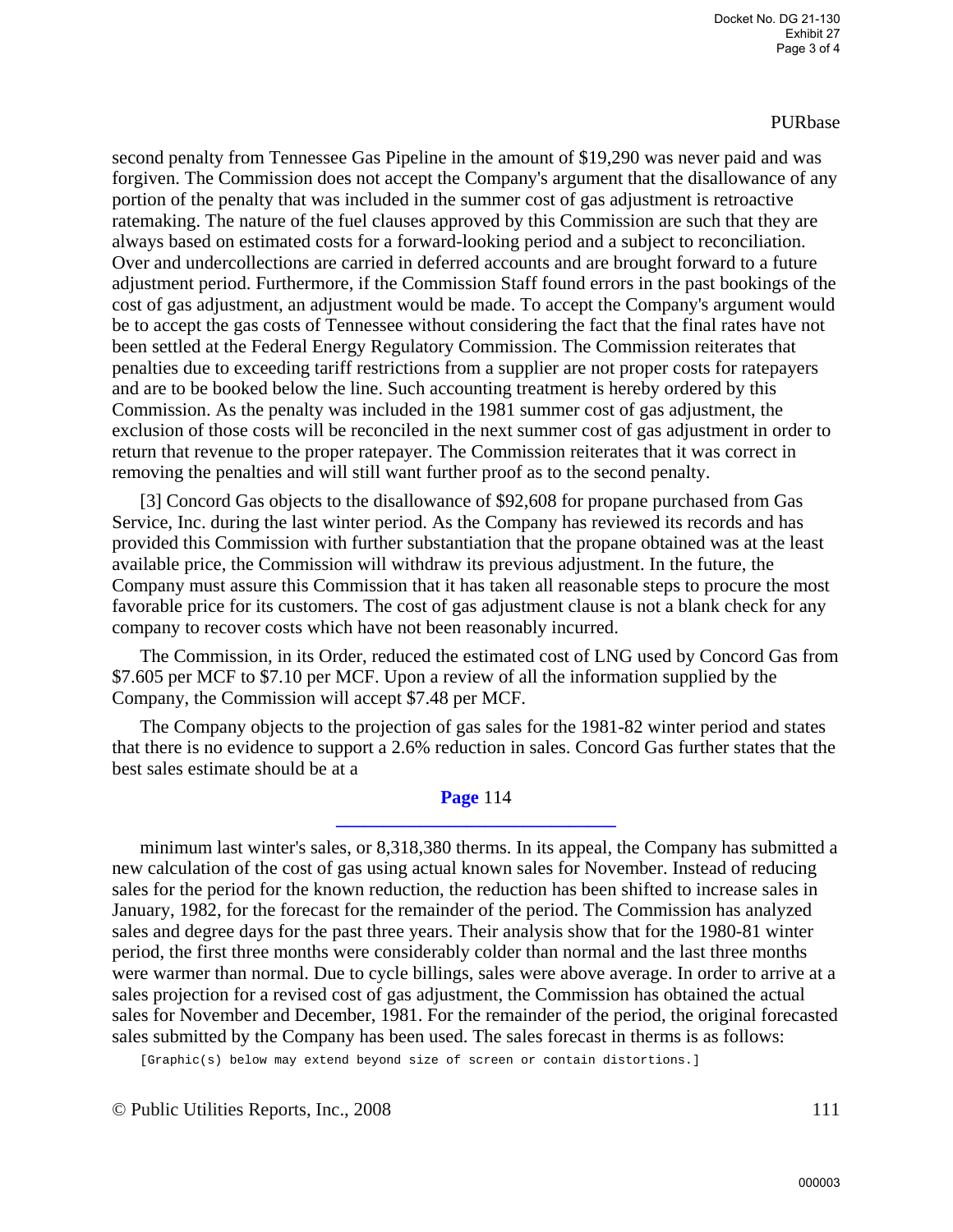second penalty from Tennessee Gas Pipeline in the amount of $19,290 was never paid and was forgiven. The Commission does not accept the Company's argument that the disallowance of any portion of the penalty that was included in the summer cost of gas adjustment is retroactive ratemaking. The nature of the fuel clauses approved by this Commission are such that they are always based on estimated costs for a forward-looking period and a subject to reconciliation. Over and undercollections are carried in deferred accounts and are brought forward to a future adjustment period. Furthermore, if the Commission Staff found errors in the past bookings of the cost of gas adjustment, an adjustment would be made. To accept the Company's argument would be to accept the gas costs of Tennessee without considering the fact that the final rates have not been settled at the Federal Energy Regulatory Commission. The Commission reiterates that penalties due to exceeding tariff restrictions from a supplier are not proper costs for ratepayers and are to be booked below the line. Such accounting treatment is hereby ordered by this Commission. As the penalty was included in the 1981 summer cost of gas adjustment, the exclusion of those costs will be reconciled in the next summer cost of gas adjustment in order to return that revenue to the proper ratepayer. The Commission reiterates that it was correct in removing the penalties and will still want further proof as to the second penalty.

[3] Concord Gas objects to the disallowance of $92,608 for propane purchased from Gas Service, Inc. during the last winter period. As the Company has reviewed its records and has provided this Commission with further substantiation that the propane obtained was at the least available price, the Commission will withdraw its previous adjustment. In the future, the Company must assure this Commission that it has taken all reasonable steps to procure the most favorable price for its customers. The cost of gas adjustment clause is not a blank check for any company to recover costs which have not been reasonably incurred.

The Commission, in its Order, reduced the estimated cost of LNG used by Concord Gas from $7.605 per MCF to $7.10 per MCF. Upon a review of all the information supplied by the Company, the Commission will accept $7.48 per MCF.

The Company objects to the projection of gas sales for the 1981-82 winter period and states that there is no evidence to support a 2.6% reduction in sales. Concord Gas further states that the best sales estimate should be at a

**Page** 114

minimum last winter's sales, or 8,318,380 therms. In its appeal, the Company has submitted a new calculation of the cost of gas using actual known sales for November. Instead of reducing sales for the period for the known reduction, the reduction has been shifted to increase sales in January, 1982, for the forecast for the remainder of the period. The Commission has analyzed sales and degree days for the past three years. Their analysis show that for the 1980-81 winter period, the first three months were considerably colder than normal and the last three months were warmer than normal. Due to cycle billings, sales were above average. In order to arrive at a sales projection for a revised cost of gas adjustment, the Commission has obtained the actual sales for November and December, 1981. For the remainder of the period, the original forecasted sales submitted by the Company has been used. The sales forecast in therms is as follows:

[Graphic(s) below may extend beyond size of screen or contain distortions.]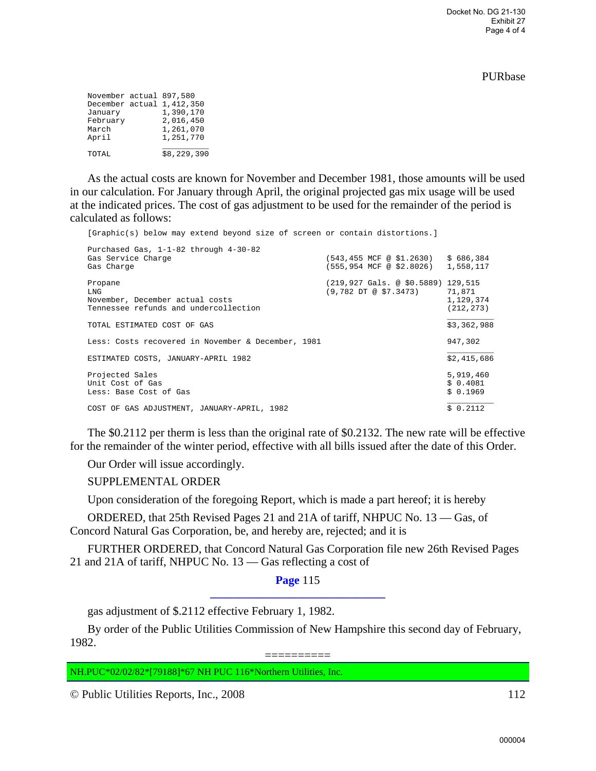PURbase

| | |
|---|---|
| November actual | 897,580 |
| December actual | 1,412,350 |
| January | 1,390,170 |
| February | 2,016,450 |
| March | 1,261,070 |
| April | 1,251,770 |
| TOTAL | $8,229,390 |

As the actual costs are known for November and December 1981, those amounts will be used in our calculation. For January through April, the original projected gas mix usage will be used at the indicated prices. The cost of gas adjustment to be used for the remainder of the period is calculated as follows:

[Graphic(s) below may extend beyond size of screen or contain distortions.]

| | | |
|---|---|---|
| Purchased Gas, 1-1-82 through 4-30-82 | | |
| Gas Service Charge | (543,455 MCF @ $1.2630) | $ 686,384 |
| Gas Charge | (555,954 MCF @ $2.8026) | 1,558,117 |
| Propane | (219,927 Gals. @ $0.5889) | 129,515 |
| LNG | (9,782 DT @ $7.3473) | 71,871 |
| November, December actual costs | | 1,129,374 |
| Tennessee refunds and undercollection | | (212,273) |
| TOTAL ESTIMATED COST OF GAS | | $3,362,988 |
| Less: Costs recovered in November & December, 1981 | | 947,302 |
| ESTIMATED COSTS, JANUARY-APRIL 1982 | | $2,415,686 |
| Projected Sales | | 5,919,460 |
| Unit Cost of Gas | | $ 0.4081 |
| Less: Base Cost of Gas | | $ 0.1969 |
| COST OF GAS ADJUSTMENT, JANUARY-APRIL, 1982 | | $ 0.2112 |

The $0.2112 per therm is less than the original rate of $0.2132. The new rate will be effective for the remainder of the winter period, effective with all bills issued after the date of this Order.

Our Order will issue accordingly.

SUPPLEMENTAL ORDER

Upon consideration of the foregoing Report, which is made a part hereof; it is hereby

ORDERED, that 25th Revised Pages 21 and 21A of tariff, NHPUC No. 13 — Gas, of Concord Natural Gas Corporation, be, and hereby are, rejected; and it is

FURTHER ORDERED, that Concord Natural Gas Corporation file new 26th Revised Pages 21 and 21A of tariff, NHPUC No. 13 — Gas reflecting a cost of

**Page** 115

gas adjustment of $.2112 effective February 1, 1982.

By order of the Public Utilities Commission of New Hampshire this second day of February, 1982.

==========

NH.PUC*02/02/82*[79188]*67 NH PUC 116*Northern Utilities, Inc.